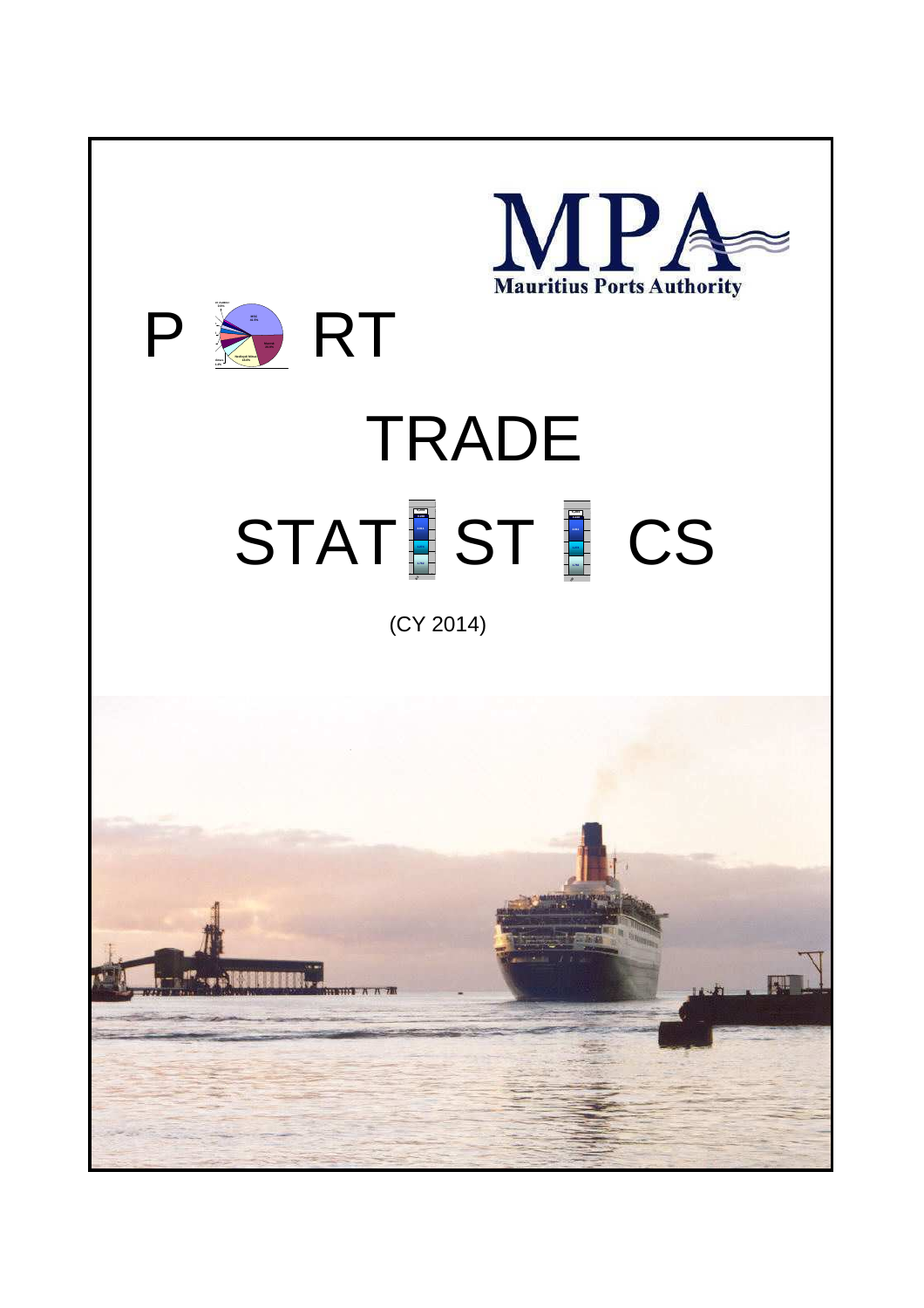Mauritius Ports Authority

# PORT TRADE STATISTICS

(CY 2014)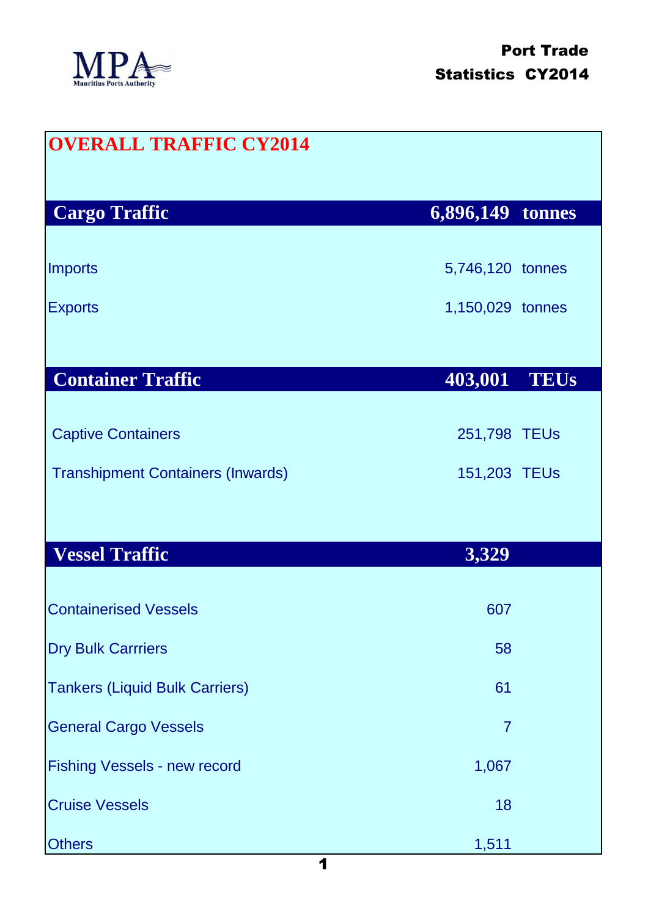Mauritius Ports Authority

**Port Trade Statistics CY2014**

# OVERALL TRAFFIC CY2014

| Cargo Traffic | 6,896,149 | tonnes |
|---|---|---|
| Imports | 5,746,120 | tonnes |
| Exports | 1,150,029 | tonnes |

| Container Traffic | 403,001 | TEUs |
|---|---|---|
| Captive Containers | 251,798 | TEUs |
| Transhipment Containers (Inwards) | 151,203 | TEUs |

| Vessel Traffic | 3,329 |
|---|---|
| Containerised Vessels | 607 |
| Dry Bulk Carrriers | 58 |
| Tankers (Liquid Bulk Carriers) | 61 |
| General Cargo Vessels | 7 |
| Fishing Vessels - new record | 1,067 |
| Cruise Vessels | 18 |
| Others | 1,511 |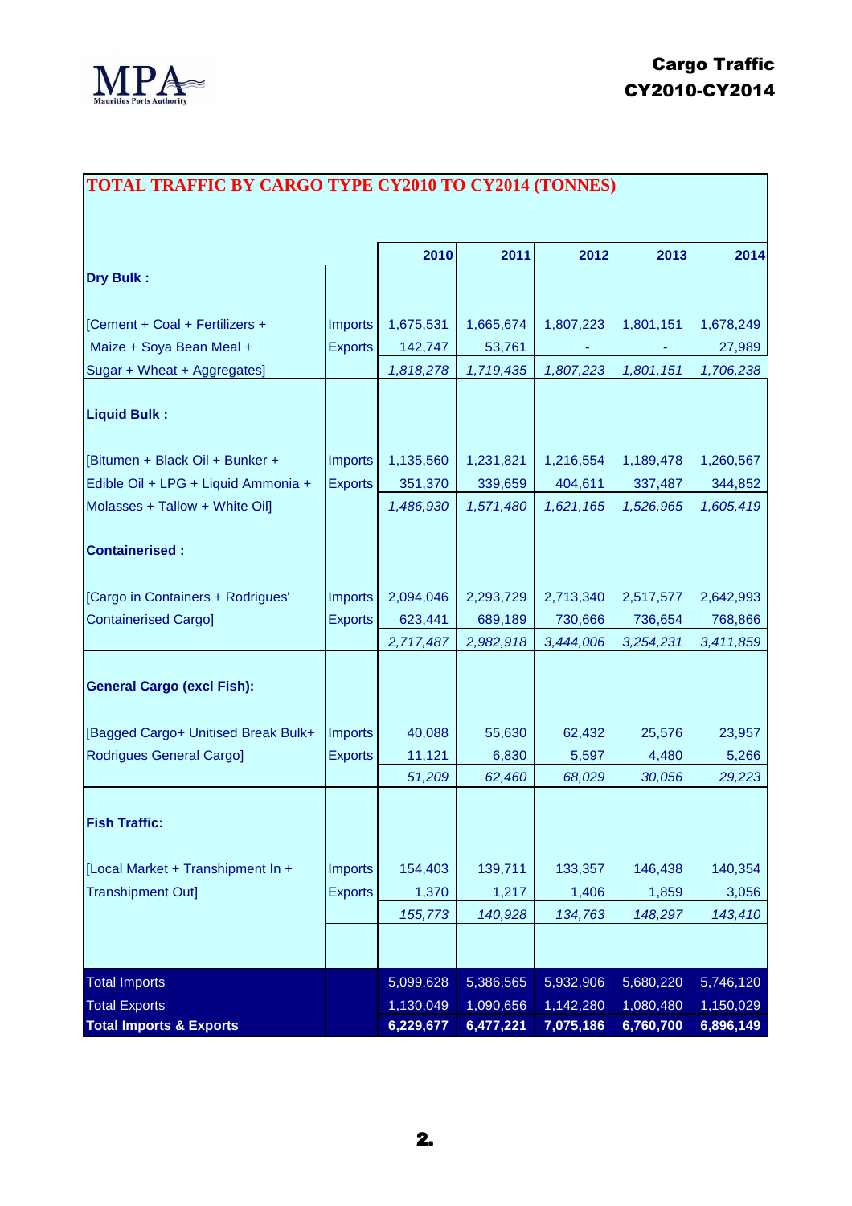# Cargo Traffic CY2010-CY2014

## TOTAL TRAFFIC BY CARGO TYPE CY2010 TO CY2014 (TONNES)

| | | 2010 | 2011 | 2012 | 2013 | 2014 |
|---|---|---|---|---|---|---|
| **Dry Bulk :** | | | | | | |
| [Cement + Coal + Fertilizers + | Imports | 1,675,531 | 1,665,674 | 1,807,223 | 1,801,151 | 1,678,249 |
| Maize + Soya Bean Meal + | Exports | 142,747 | 53,761 | - | - | 27,989 |
| Sugar + Wheat + Aggregates] | | *1,818,278* | *1,719,435* | *1,807,223* | *1,801,151* | *1,706,238* |
| **Liquid Bulk :** | | | | | | |
| [Bitumen + Black Oil + Bunker + | Imports | 1,135,560 | 1,231,821 | 1,216,554 | 1,189,478 | 1,260,567 |
| Edible Oil + LPG + Liquid Ammonia + | Exports | 351,370 | 339,659 | 404,611 | 337,487 | 344,852 |
| Molasses + Tallow + White Oil] | | *1,486,930* | *1,571,480* | *1,621,165* | *1,526,965* | *1,605,419* |
| **Containerised :** | | | | | | |
| [Cargo in Containers + Rodrigues' | Imports | 2,094,046 | 2,293,729 | 2,713,340 | 2,517,577 | 2,642,993 |
| Containerised Cargo] | Exports | 623,441 | 689,189 | 730,666 | 736,654 | 768,866 |
| | | *2,717,487* | *2,982,918* | *3,444,006* | *3,254,231* | *3,411,859* |
| **General Cargo (excl Fish):** | | | | | | |
| [Bagged Cargo+ Unitised Break Bulk+ | Imports | 40,088 | 55,630 | 62,432 | 25,576 | 23,957 |
| Rodrigues General Cargo] | Exports | 11,121 | 6,830 | 5,597 | 4,480 | 5,266 |
| | | *51,209* | *62,460* | *68,029* | *30,056* | *29,223* |
| **Fish Traffic:** | | | | | | |
| [Local Market + Transhipment In + | Imports | 154,403 | 139,711 | 133,357 | 146,438 | 140,354 |
| Transhipment Out] | Exports | 1,370 | 1,217 | 1,406 | 1,859 | 3,056 |
| | | *155,773* | *140,928* | *134,763* | *148,297* | *143,410* |
| Total Imports | | 5,099,628 | 5,386,565 | 5,932,906 | 5,680,220 | 5,746,120 |
| Total Exports | | 1,130,049 | 1,090,656 | 1,142,280 | 1,080,480 | 1,150,029 |
| **Total Imports & Exports** | | **6,229,677** | **6,477,221** | **7,075,186** | **6,760,700** | **6,896,149** |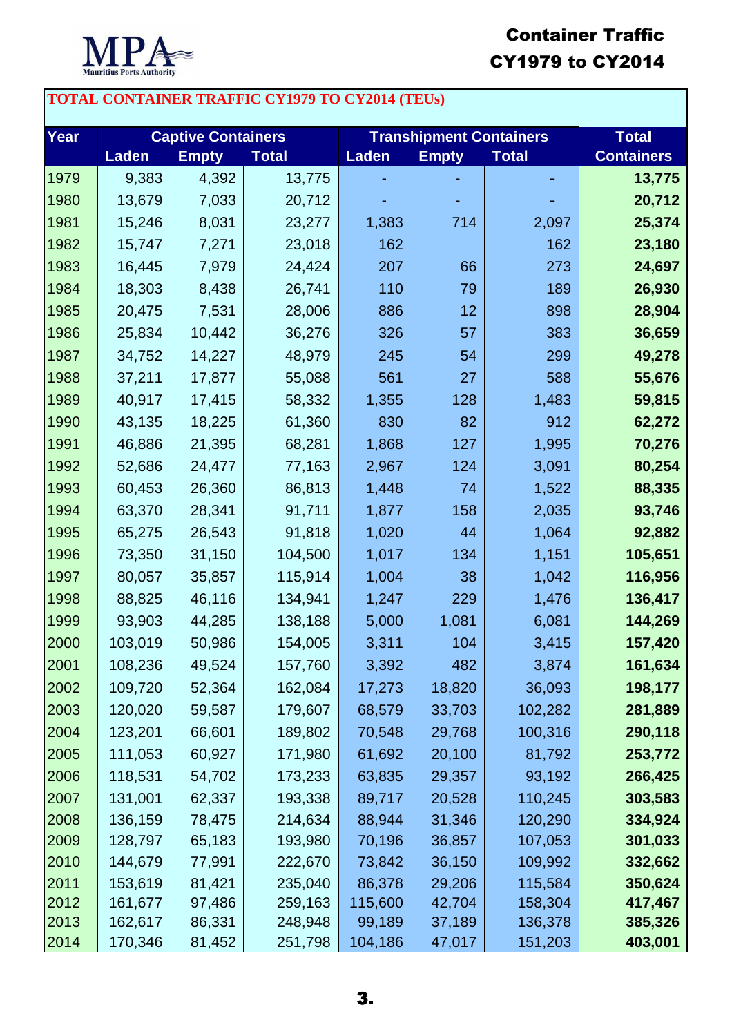MPA Mauritius Ports Authority

# Container Traffic CY1979 to CY2014

## TOTAL CONTAINER TRAFFIC CY1979 TO CY2014 (TEUs)

| Year | Captive Containers | | | Transhipment Containers | | | Total |
|---|---|---|---|---|---|---|---|
| | Laden | Empty | Total | Laden | Empty | Total | Containers |
| 1979 | 9,383 | 4,392 | 13,775 | - | - | - | **13,775** |
| 1980 | 13,679 | 7,033 | 20,712 | - | - | - | **20,712** |
| 1981 | 15,246 | 8,031 | 23,277 | 1,383 | 714 | 2,097 | **25,374** |
| 1982 | 15,747 | 7,271 | 23,018 | 162 | | 162 | **23,180** |
| 1983 | 16,445 | 7,979 | 24,424 | 207 | 66 | 273 | **24,697** |
| 1984 | 18,303 | 8,438 | 26,741 | 110 | 79 | 189 | **26,930** |
| 1985 | 20,475 | 7,531 | 28,006 | 886 | 12 | 898 | **28,904** |
| 1986 | 25,834 | 10,442 | 36,276 | 326 | 57 | 383 | **36,659** |
| 1987 | 34,752 | 14,227 | 48,979 | 245 | 54 | 299 | **49,278** |
| 1988 | 37,211 | 17,877 | 55,088 | 561 | 27 | 588 | **55,676** |
| 1989 | 40,917 | 17,415 | 58,332 | 1,355 | 128 | 1,483 | **59,815** |
| 1990 | 43,135 | 18,225 | 61,360 | 830 | 82 | 912 | **62,272** |
| 1991 | 46,886 | 21,395 | 68,281 | 1,868 | 127 | 1,995 | **70,276** |
| 1992 | 52,686 | 24,477 | 77,163 | 2,967 | 124 | 3,091 | **80,254** |
| 1993 | 60,453 | 26,360 | 86,813 | 1,448 | 74 | 1,522 | **88,335** |
| 1994 | 63,370 | 28,341 | 91,711 | 1,877 | 158 | 2,035 | **93,746** |
| 1995 | 65,275 | 26,543 | 91,818 | 1,020 | 44 | 1,064 | **92,882** |
| 1996 | 73,350 | 31,150 | 104,500 | 1,017 | 134 | 1,151 | **105,651** |
| 1997 | 80,057 | 35,857 | 115,914 | 1,004 | 38 | 1,042 | **116,956** |
| 1998 | 88,825 | 46,116 | 134,941 | 1,247 | 229 | 1,476 | **136,417** |
| 1999 | 93,903 | 44,285 | 138,188 | 5,000 | 1,081 | 6,081 | **144,269** |
| 2000 | 103,019 | 50,986 | 154,005 | 3,311 | 104 | 3,415 | **157,420** |
| 2001 | 108,236 | 49,524 | 157,760 | 3,392 | 482 | 3,874 | **161,634** |
| 2002 | 109,720 | 52,364 | 162,084 | 17,273 | 18,820 | 36,093 | **198,177** |
| 2003 | 120,020 | 59,587 | 179,607 | 68,579 | 33,703 | 102,282 | **281,889** |
| 2004 | 123,201 | 66,601 | 189,802 | 70,548 | 29,768 | 100,316 | **290,118** |
| 2005 | 111,053 | 60,927 | 171,980 | 61,692 | 20,100 | 81,792 | **253,772** |
| 2006 | 118,531 | 54,702 | 173,233 | 63,835 | 29,357 | 93,192 | **266,425** |
| 2007 | 131,001 | 62,337 | 193,338 | 89,717 | 20,528 | 110,245 | **303,583** |
| 2008 | 136,159 | 78,475 | 214,634 | 88,944 | 31,346 | 120,290 | **334,924** |
| 2009 | 128,797 | 65,183 | 193,980 | 70,196 | 36,857 | 107,053 | **301,033** |
| 2010 | 144,679 | 77,991 | 222,670 | 73,842 | 36,150 | 109,992 | **332,662** |
| 2011 | 153,619 | 81,421 | 235,040 | 86,378 | 29,206 | 115,584 | **350,624** |
| 2012 | 161,677 | 97,486 | 259,163 | 115,600 | 42,704 | 158,304 | **417,467** |
| 2013 | 162,617 | 86,331 | 248,948 | 99,189 | 37,189 | 136,378 | **385,326** |
| 2014 | 170,346 | 81,452 | 251,798 | 104,186 | 47,017 | 151,203 | **403,001** |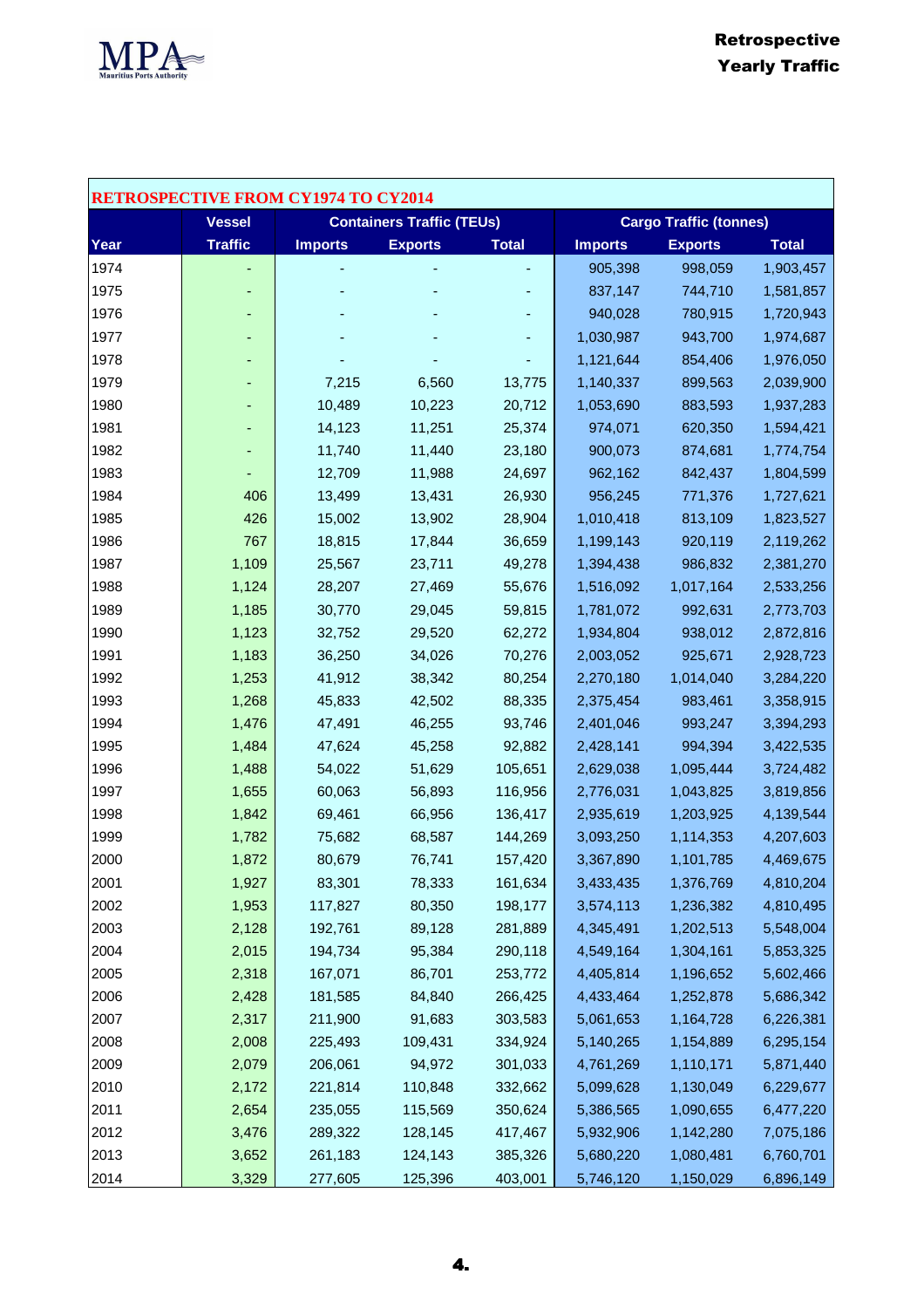# Retrospective Yearly Traffic

| RETROSPECTIVE FROM CY1974 TO CY2014 | | | | | | | |
|---|---|---|---|---|---|---|---|
| | Vessel | Containers Traffic (TEUs) | | | Cargo Traffic (tonnes) | | |
| Year | Traffic | Imports | Exports | Total | Imports | Exports | Total |
| 1974 | - | - | - | - | 905,398 | 998,059 | 1,903,457 |
| 1975 | - | - | - | - | 837,147 | 744,710 | 1,581,857 |
| 1976 | - | - | - | - | 940,028 | 780,915 | 1,720,943 |
| 1977 | - | - | - | - | 1,030,987 | 943,700 | 1,974,687 |
| 1978 | - | - | - | - | 1,121,644 | 854,406 | 1,976,050 |
| 1979 | - | 7,215 | 6,560 | 13,775 | 1,140,337 | 899,563 | 2,039,900 |
| 1980 | - | 10,489 | 10,223 | 20,712 | 1,053,690 | 883,593 | 1,937,283 |
| 1981 | - | 14,123 | 11,251 | 25,374 | 974,071 | 620,350 | 1,594,421 |
| 1982 | - | 11,740 | 11,440 | 23,180 | 900,073 | 874,681 | 1,774,754 |
| 1983 | - | 12,709 | 11,988 | 24,697 | 962,162 | 842,437 | 1,804,599 |
| 1984 | 406 | 13,499 | 13,431 | 26,930 | 956,245 | 771,376 | 1,727,621 |
| 1985 | 426 | 15,002 | 13,902 | 28,904 | 1,010,418 | 813,109 | 1,823,527 |
| 1986 | 767 | 18,815 | 17,844 | 36,659 | 1,199,143 | 920,119 | 2,119,262 |
| 1987 | 1,109 | 25,567 | 23,711 | 49,278 | 1,394,438 | 986,832 | 2,381,270 |
| 1988 | 1,124 | 28,207 | 27,469 | 55,676 | 1,516,092 | 1,017,164 | 2,533,256 |
| 1989 | 1,185 | 30,770 | 29,045 | 59,815 | 1,781,072 | 992,631 | 2,773,703 |
| 1990 | 1,123 | 32,752 | 29,520 | 62,272 | 1,934,804 | 938,012 | 2,872,816 |
| 1991 | 1,183 | 36,250 | 34,026 | 70,276 | 2,003,052 | 925,671 | 2,928,723 |
| 1992 | 1,253 | 41,912 | 38,342 | 80,254 | 2,270,180 | 1,014,040 | 3,284,220 |
| 1993 | 1,268 | 45,833 | 42,502 | 88,335 | 2,375,454 | 983,461 | 3,358,915 |
| 1994 | 1,476 | 47,491 | 46,255 | 93,746 | 2,401,046 | 993,247 | 3,394,293 |
| 1995 | 1,484 | 47,624 | 45,258 | 92,882 | 2,428,141 | 994,394 | 3,422,535 |
| 1996 | 1,488 | 54,022 | 51,629 | 105,651 | 2,629,038 | 1,095,444 | 3,724,482 |
| 1997 | 1,655 | 60,063 | 56,893 | 116,956 | 2,776,031 | 1,043,825 | 3,819,856 |
| 1998 | 1,842 | 69,461 | 66,956 | 136,417 | 2,935,619 | 1,203,925 | 4,139,544 |
| 1999 | 1,782 | 75,682 | 68,587 | 144,269 | 3,093,250 | 1,114,353 | 4,207,603 |
| 2000 | 1,872 | 80,679 | 76,741 | 157,420 | 3,367,890 | 1,101,785 | 4,469,675 |
| 2001 | 1,927 | 83,301 | 78,333 | 161,634 | 3,433,435 | 1,376,769 | 4,810,204 |
| 2002 | 1,953 | 117,827 | 80,350 | 198,177 | 3,574,113 | 1,236,382 | 4,810,495 |
| 2003 | 2,128 | 192,761 | 89,128 | 281,889 | 4,345,491 | 1,202,513 | 5,548,004 |
| 2004 | 2,015 | 194,734 | 95,384 | 290,118 | 4,549,164 | 1,304,161 | 5,853,325 |
| 2005 | 2,318 | 167,071 | 86,701 | 253,772 | 4,405,814 | 1,196,652 | 5,602,466 |
| 2006 | 2,428 | 181,585 | 84,840 | 266,425 | 4,433,464 | 1,252,878 | 5,686,342 |
| 2007 | 2,317 | 211,900 | 91,683 | 303,583 | 5,061,653 | 1,164,728 | 6,226,381 |
| 2008 | 2,008 | 225,493 | 109,431 | 334,924 | 5,140,265 | 1,154,889 | 6,295,154 |
| 2009 | 2,079 | 206,061 | 94,972 | 301,033 | 4,761,269 | 1,110,171 | 5,871,440 |
| 2010 | 2,172 | 221,814 | 110,848 | 332,662 | 5,099,628 | 1,130,049 | 6,229,677 |
| 2011 | 2,654 | 235,055 | 115,569 | 350,624 | 5,386,565 | 1,090,655 | 6,477,220 |
| 2012 | 3,476 | 289,322 | 128,145 | 417,467 | 5,932,906 | 1,142,280 | 7,075,186 |
| 2013 | 3,652 | 261,183 | 124,143 | 385,326 | 5,680,220 | 1,080,481 | 6,760,701 |
| 2014 | 3,329 | 277,605 | 125,396 | 403,001 | 5,746,120 | 1,150,029 | 6,896,149 |